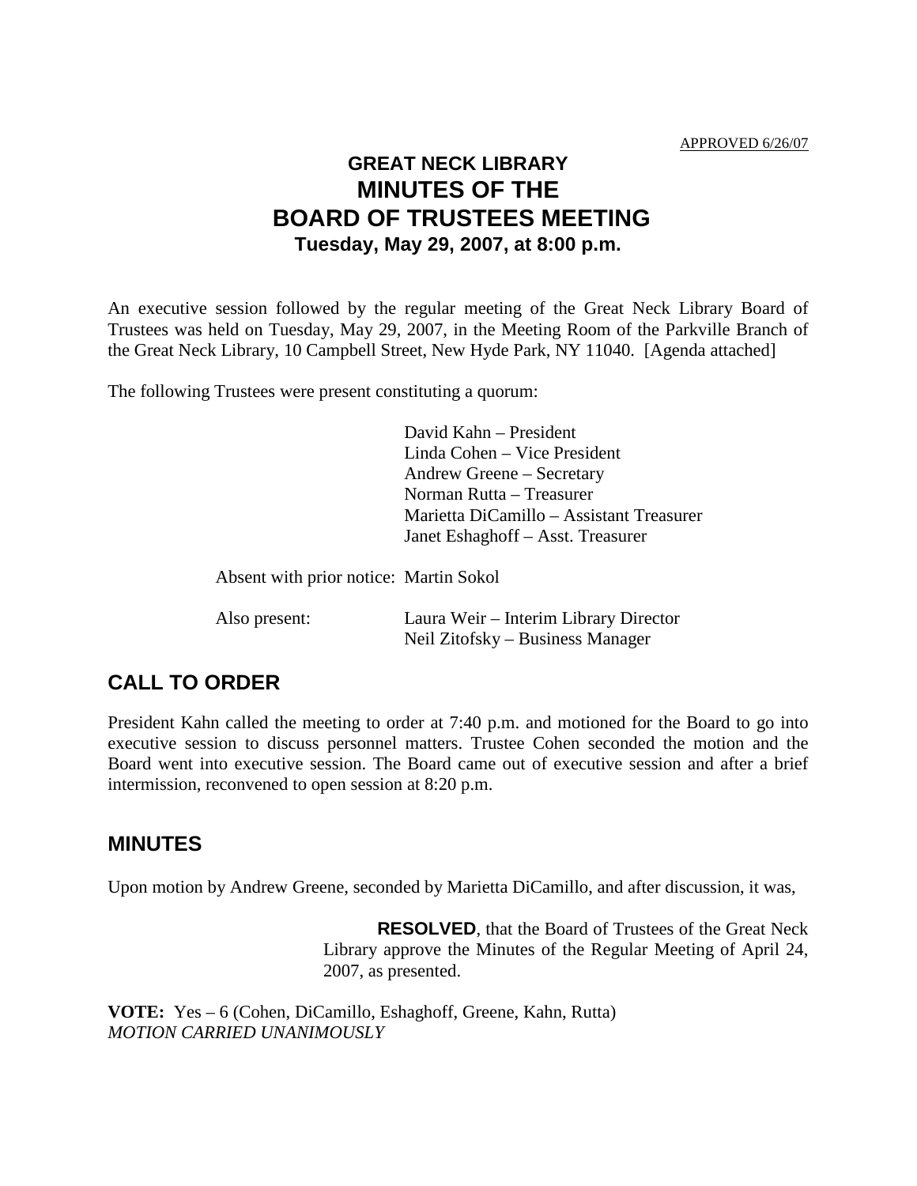APPROVED 6/26/07

# GREAT NECK LIBRARY
# MINUTES OF THE
# BOARD OF TRUSTEES MEETING
### Tuesday, May 29, 2007, at 8:00 p.m.

An executive session followed by the regular meeting of the Great Neck Library Board of Trustees was held on Tuesday, May 29, 2007, in the Meeting Room of the Parkville Branch of the Great Neck Library, 10 Campbell Street, New Hyde Park, NY 11040. [Agenda attached]

The following Trustees were present constituting a quorum:

David Kahn – President
Linda Cohen – Vice President
Andrew Greene – Secretary
Norman Rutta – Treasurer
Marietta DiCamillo – Assistant Treasurer
Janet Eshaghoff – Asst. Treasurer

Absent with prior notice: Martin Sokol

Also present: Laura Weir – Interim Library Director
Neil Zitofsky – Business Manager

## CALL TO ORDER

President Kahn called the meeting to order at 7:40 p.m. and motioned for the Board to go into executive session to discuss personnel matters. Trustee Cohen seconded the motion and the Board went into executive session. The Board came out of executive session and after a brief intermission, reconvened to open session at 8:20 p.m.

## MINUTES

Upon motion by Andrew Greene, seconded by Marietta DiCamillo, and after discussion, it was,

> **RESOLVED**, that the Board of Trustees of the Great Neck Library approve the Minutes of the Regular Meeting of April 24, 2007, as presented.

**VOTE:** Yes – 6 (Cohen, DiCamillo, Eshaghoff, Greene, Kahn, Rutta)
*MOTION CARRIED UNANIMOUSLY*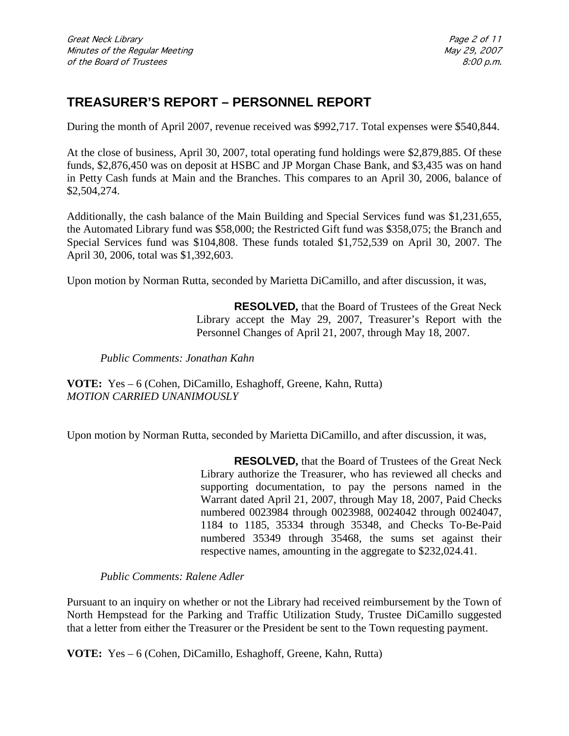## TREASURER'S REPORT – PERSONNEL REPORT

During the month of April 2007, revenue received was $992,717. Total expenses were $540,844.

At the close of business, April 30, 2007, total operating fund holdings were $2,879,885. Of these funds, $2,876,450 was on deposit at HSBC and JP Morgan Chase Bank, and $3,435 was on hand in Petty Cash funds at Main and the Branches. This compares to an April 30, 2006, balance of $2,504,274.

Additionally, the cash balance of the Main Building and Special Services fund was $1,231,655, the Automated Library fund was $58,000; the Restricted Gift fund was $358,075; the Branch and Special Services fund was $104,808. These funds totaled $1,752,539 on April 30, 2007. The April 30, 2006, total was $1,392,603.

Upon motion by Norman Rutta, seconded by Marietta DiCamillo, and after discussion, it was,

> **RESOLVED,** that the Board of Trustees of the Great Neck Library accept the May 29, 2007, Treasurer's Report with the Personnel Changes of April 21, 2007, through May 18, 2007.

*Public Comments: Jonathan Kahn*

**VOTE:** Yes – 6 (Cohen, DiCamillo, Eshaghoff, Greene, Kahn, Rutta)
*MOTION CARRIED UNANIMOUSLY*

Upon motion by Norman Rutta, seconded by Marietta DiCamillo, and after discussion, it was,

> **RESOLVED,** that the Board of Trustees of the Great Neck Library authorize the Treasurer, who has reviewed all checks and supporting documentation, to pay the persons named in the Warrant dated April 21, 2007, through May 18, 2007, Paid Checks numbered 0023984 through 0023988, 0024042 through 0024047, 1184 to 1185, 35334 through 35348, and Checks To-Be-Paid numbered 35349 through 35468, the sums set against their respective names, amounting in the aggregate to $232,024.41.

*Public Comments: Ralene Adler*

Pursuant to an inquiry on whether or not the Library had received reimbursement by the Town of North Hempstead for the Parking and Traffic Utilization Study, Trustee DiCamillo suggested that a letter from either the Treasurer or the President be sent to the Town requesting payment.

**VOTE:** Yes – 6 (Cohen, DiCamillo, Eshaghoff, Greene, Kahn, Rutta)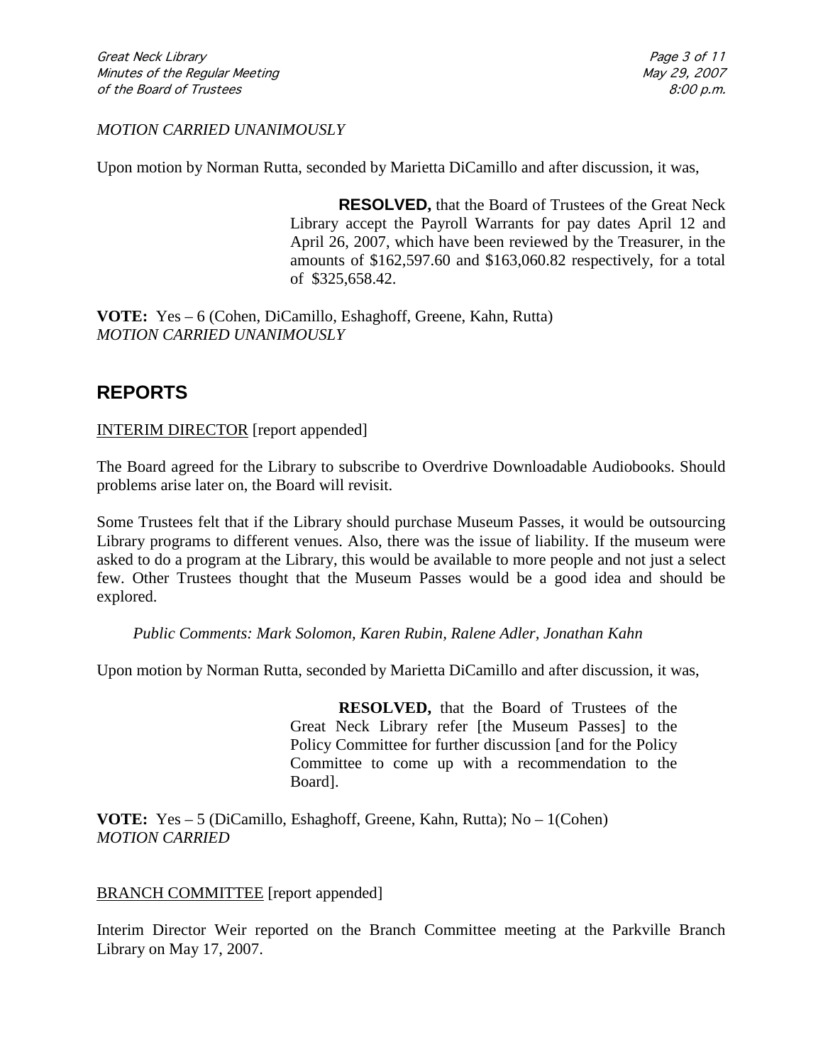*MOTION CARRIED UNANIMOUSLY*

Upon motion by Norman Rutta, seconded by Marietta DiCamillo and after discussion, it was,

> **RESOLVED,** that the Board of Trustees of the Great Neck Library accept the Payroll Warrants for pay dates April 12 and April 26, 2007, which have been reviewed by the Treasurer, in the amounts of $162,597.60 and $163,060.82 respectively, for a total of $325,658.42.

**VOTE:** Yes – 6 (Cohen, DiCamillo, Eshaghoff, Greene, Kahn, Rutta)
*MOTION CARRIED UNANIMOUSLY*

## REPORTS

<u>INTERIM DIRECTOR</u> [report appended]

The Board agreed for the Library to subscribe to Overdrive Downloadable Audiobooks. Should problems arise later on, the Board will revisit.

Some Trustees felt that if the Library should purchase Museum Passes, it would be outsourcing Library programs to different venues. Also, there was the issue of liability. If the museum were asked to do a program at the Library, this would be available to more people and not just a select few. Other Trustees thought that the Museum Passes would be a good idea and should be explored.

*Public Comments: Mark Solomon, Karen Rubin, Ralene Adler, Jonathan Kahn*

Upon motion by Norman Rutta, seconded by Marietta DiCamillo and after discussion, it was,

> **RESOLVED,** that the Board of Trustees of the Great Neck Library refer [the Museum Passes] to the Policy Committee for further discussion [and for the Policy Committee to come up with a recommendation to the Board].

**VOTE:** Yes – 5 (DiCamillo, Eshaghoff, Greene, Kahn, Rutta); No – 1(Cohen)
*MOTION CARRIED*

<u>BRANCH COMMITTEE</u> [report appended]

Interim Director Weir reported on the Branch Committee meeting at the Parkville Branch Library on May 17, 2007.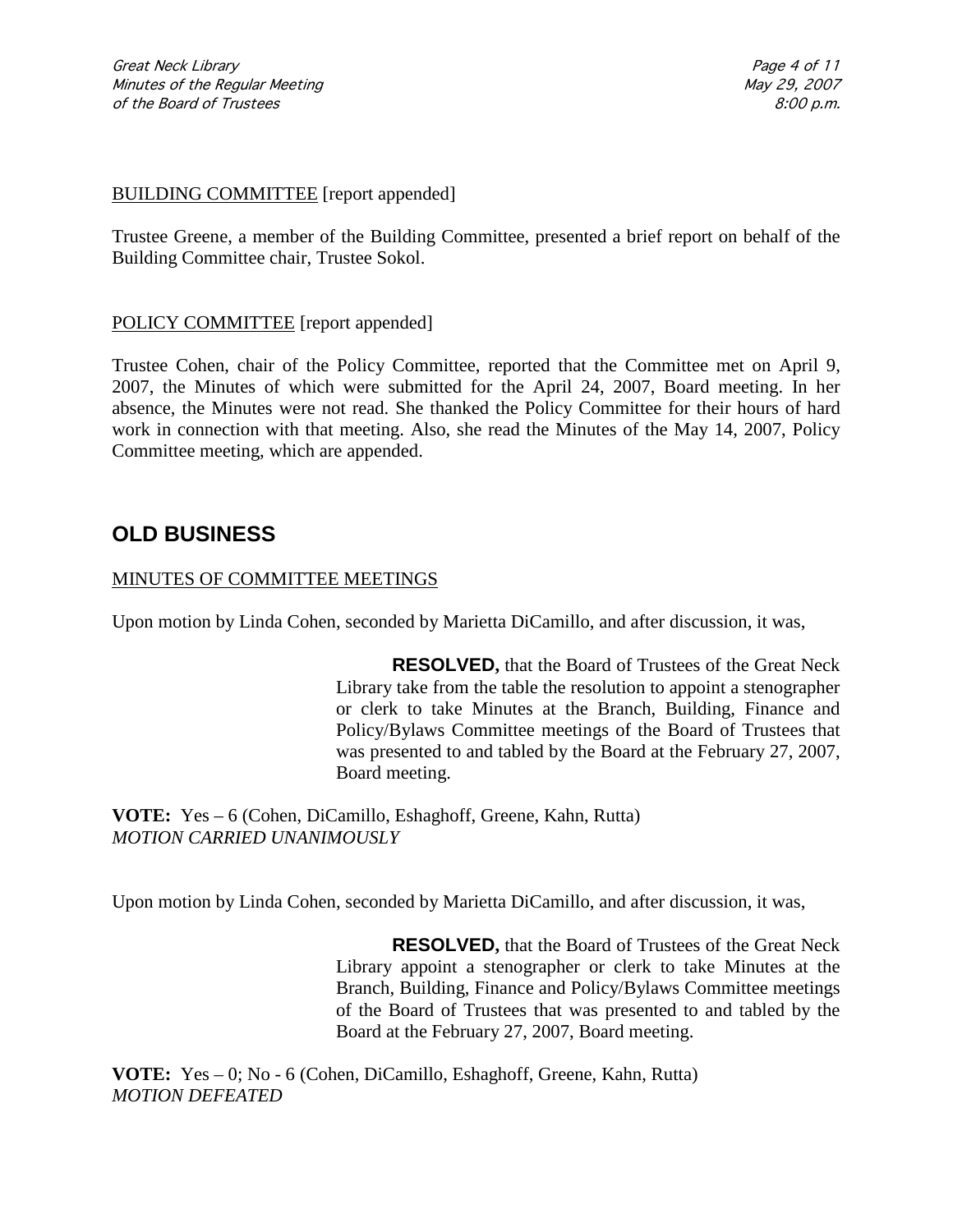BUILDING COMMITTEE [report appended]

Trustee Greene, a member of the Building Committee, presented a brief report on behalf of the Building Committee chair, Trustee Sokol.

POLICY COMMITTEE [report appended]

Trustee Cohen, chair of the Policy Committee, reported that the Committee met on April 9, 2007, the Minutes of which were submitted for the April 24, 2007, Board meeting. In her absence, the Minutes were not read. She thanked the Policy Committee for their hours of hard work in connection with that meeting. Also, she read the Minutes of the May 14, 2007, Policy Committee meeting, which are appended.

## OLD BUSINESS

MINUTES OF COMMITTEE MEETINGS

Upon motion by Linda Cohen, seconded by Marietta DiCamillo, and after discussion, it was,

> **RESOLVED,** that the Board of Trustees of the Great Neck Library take from the table the resolution to appoint a stenographer or clerk to take Minutes at the Branch, Building, Finance and Policy/Bylaws Committee meetings of the Board of Trustees that was presented to and tabled by the Board at the February 27, 2007, Board meeting.

**VOTE:** Yes – 6 (Cohen, DiCamillo, Eshaghoff, Greene, Kahn, Rutta)
*MOTION CARRIED UNANIMOUSLY*

Upon motion by Linda Cohen, seconded by Marietta DiCamillo, and after discussion, it was,

> **RESOLVED,** that the Board of Trustees of the Great Neck Library appoint a stenographer or clerk to take Minutes at the Branch, Building, Finance and Policy/Bylaws Committee meetings of the Board of Trustees that was presented to and tabled by the Board at the February 27, 2007, Board meeting.

**VOTE:** Yes – 0; No - 6 (Cohen, DiCamillo, Eshaghoff, Greene, Kahn, Rutta)
*MOTION DEFEATED*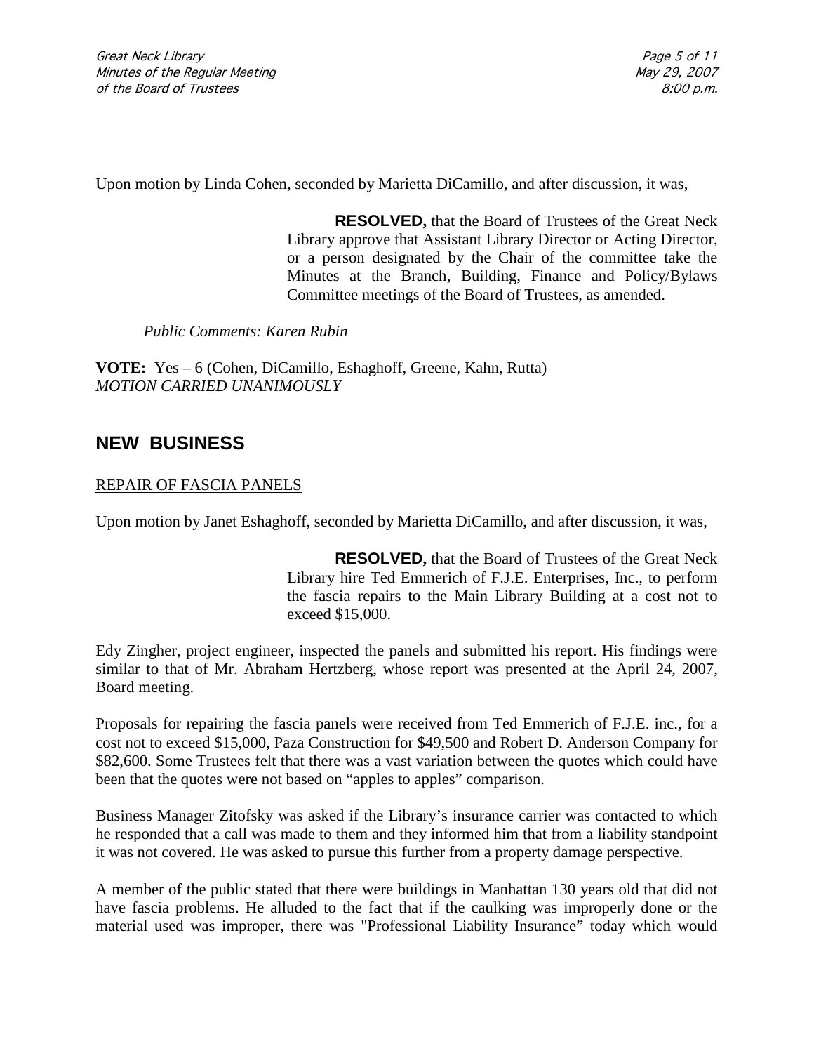Upon motion by Linda Cohen, seconded by Marietta DiCamillo, and after discussion, it was,

> **RESOLVED,** that the Board of Trustees of the Great Neck Library approve that Assistant Library Director or Acting Director, or a person designated by the Chair of the committee take the Minutes at the Branch, Building, Finance and Policy/Bylaws Committee meetings of the Board of Trustees, as amended.

*Public Comments: Karen Rubin*

**VOTE:** Yes – 6 (Cohen, DiCamillo, Eshaghoff, Greene, Kahn, Rutta)
*MOTION CARRIED UNANIMOUSLY*

## NEW BUSINESS

<u>REPAIR OF FASCIA PANELS</u>

Upon motion by Janet Eshaghoff, seconded by Marietta DiCamillo, and after discussion, it was,

> **RESOLVED,** that the Board of Trustees of the Great Neck Library hire Ted Emmerich of F.J.E. Enterprises, Inc., to perform the fascia repairs to the Main Library Building at a cost not to exceed $15,000.

Edy Zingher, project engineer, inspected the panels and submitted his report. His findings were similar to that of Mr. Abraham Hertzberg, whose report was presented at the April 24, 2007, Board meeting.

Proposals for repairing the fascia panels were received from Ted Emmerich of F.J.E. inc., for a cost not to exceed $15,000, Paza Construction for $49,500 and Robert D. Anderson Company for $82,600. Some Trustees felt that there was a vast variation between the quotes which could have been that the quotes were not based on "apples to apples" comparison.

Business Manager Zitofsky was asked if the Library's insurance carrier was contacted to which he responded that a call was made to them and they informed him that from a liability standpoint it was not covered. He was asked to pursue this further from a property damage perspective.

A member of the public stated that there were buildings in Manhattan 130 years old that did not have fascia problems. He alluded to the fact that if the caulking was improperly done or the material used was improper, there was "Professional Liability Insurance" today which would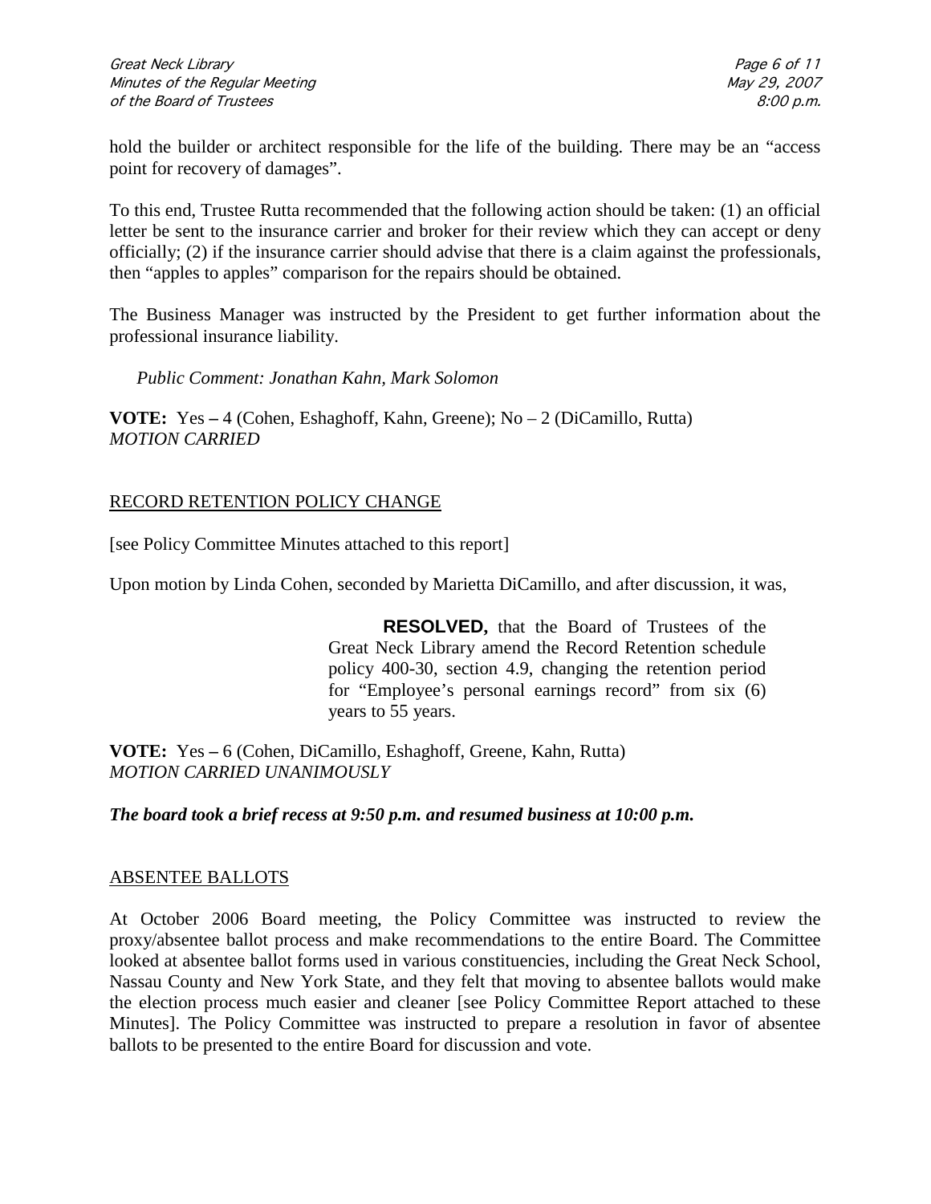hold the builder or architect responsible for the life of the building. There may be an "access point for recovery of damages".

To this end, Trustee Rutta recommended that the following action should be taken: (1) an official letter be sent to the insurance carrier and broker for their review which they can accept or deny officially; (2) if the insurance carrier should advise that there is a claim against the professionals, then "apples to apples" comparison for the repairs should be obtained.

The Business Manager was instructed by the President to get further information about the professional insurance liability.

*Public Comment: Jonathan Kahn, Mark Solomon*

**VOTE:** Yes – 4 (Cohen, Eshaghoff, Kahn, Greene); No – 2 (DiCamillo, Rutta)
*MOTION CARRIED*

<u>RECORD RETENTION POLICY CHANGE</u>

[see Policy Committee Minutes attached to this report]

Upon motion by Linda Cohen, seconded by Marietta DiCamillo, and after discussion, it was,

> **RESOLVED,** that the Board of Trustees of the Great Neck Library amend the Record Retention schedule policy 400-30, section 4.9, changing the retention period for "Employee's personal earnings record" from six (6) years to 55 years.

**VOTE:** Yes – 6 (Cohen, DiCamillo, Eshaghoff, Greene, Kahn, Rutta)
*MOTION CARRIED UNANIMOUSLY*

***The board took a brief recess at 9:50 p.m. and resumed business at 10:00 p.m.***

<u>ABSENTEE BALLOTS</u>

At October 2006 Board meeting, the Policy Committee was instructed to review the proxy/absentee ballot process and make recommendations to the entire Board. The Committee looked at absentee ballot forms used in various constituencies, including the Great Neck School, Nassau County and New York State, and they felt that moving to absentee ballots would make the election process much easier and cleaner [see Policy Committee Report attached to these Minutes]. The Policy Committee was instructed to prepare a resolution in favor of absentee ballots to be presented to the entire Board for discussion and vote.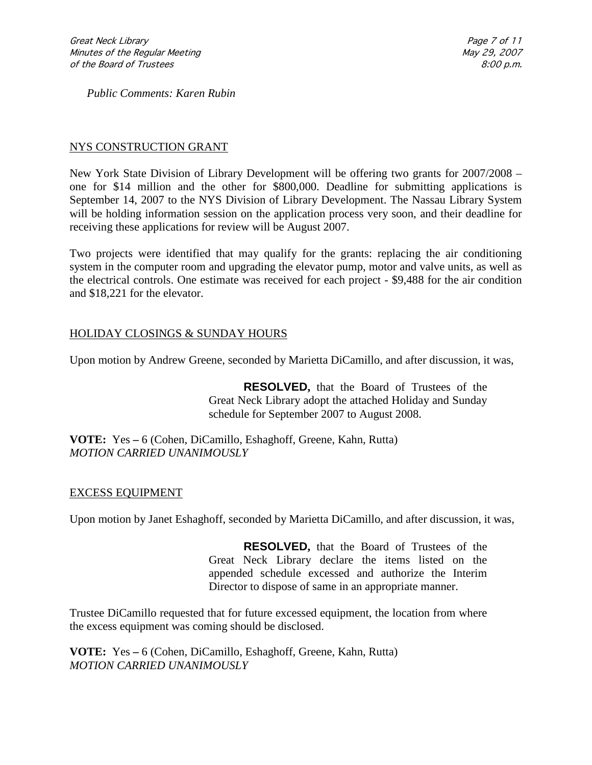*Public Comments: Karen Rubin*

## NYS CONSTRUCTION GRANT

New York State Division of Library Development will be offering two grants for 2007/2008 – one for $14 million and the other for $800,000. Deadline for submitting applications is September 14, 2007 to the NYS Division of Library Development. The Nassau Library System will be holding information session on the application process very soon, and their deadline for receiving these applications for review will be August 2007.

Two projects were identified that may qualify for the grants: replacing the air conditioning system in the computer room and upgrading the elevator pump, motor and valve units, as well as the electrical controls. One estimate was received for each project - $9,488 for the air condition and $18,221 for the elevator.

## HOLIDAY CLOSINGS & SUNDAY HOURS

Upon motion by Andrew Greene, seconded by Marietta DiCamillo, and after discussion, it was,

> **RESOLVED,** that the Board of Trustees of the Great Neck Library adopt the attached Holiday and Sunday schedule for September 2007 to August 2008.

**VOTE:** Yes – 6 (Cohen, DiCamillo, Eshaghoff, Greene, Kahn, Rutta)
*MOTION CARRIED UNANIMOUSLY*

## EXCESS EQUIPMENT

Upon motion by Janet Eshaghoff, seconded by Marietta DiCamillo, and after discussion, it was,

> **RESOLVED,** that the Board of Trustees of the Great Neck Library declare the items listed on the appended schedule excessed and authorize the Interim Director to dispose of same in an appropriate manner.

Trustee DiCamillo requested that for future excessed equipment, the location from where the excess equipment was coming should be disclosed.

**VOTE:** Yes – 6 (Cohen, DiCamillo, Eshaghoff, Greene, Kahn, Rutta)
*MOTION CARRIED UNANIMOUSLY*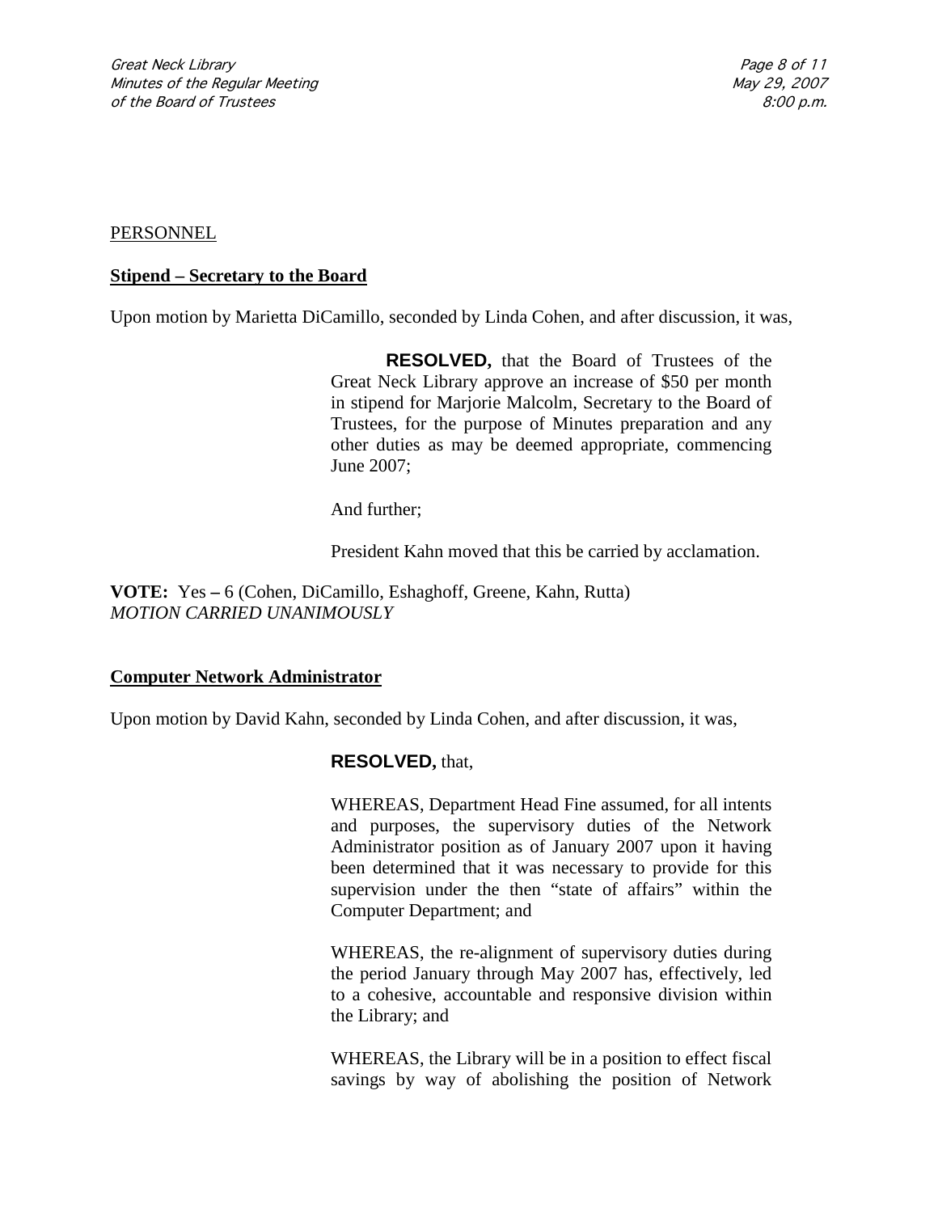PERSONNEL

**Stipend – Secretary to the Board**

Upon motion by Marietta DiCamillo, seconded by Linda Cohen, and after discussion, it was,

> **RESOLVED,** that the Board of Trustees of the Great Neck Library approve an increase of $50 per month in stipend for Marjorie Malcolm, Secretary to the Board of Trustees, for the purpose of Minutes preparation and any other duties as may be deemed appropriate, commencing June 2007;
>
> And further;
>
> President Kahn moved that this be carried by acclamation.

**VOTE:** Yes – 6 (Cohen, DiCamillo, Eshaghoff, Greene, Kahn, Rutta)
*MOTION CARRIED UNANIMOUSLY*

**Computer Network Administrator**

Upon motion by David Kahn, seconded by Linda Cohen, and after discussion, it was,

> **RESOLVED,** that,
>
> WHEREAS, Department Head Fine assumed, for all intents and purposes, the supervisory duties of the Network Administrator position as of January 2007 upon it having been determined that it was necessary to provide for this supervision under the then "state of affairs" within the Computer Department; and
>
> WHEREAS, the re-alignment of supervisory duties during the period January through May 2007 has, effectively, led to a cohesive, accountable and responsive division within the Library; and
>
> WHEREAS, the Library will be in a position to effect fiscal savings by way of abolishing the position of Network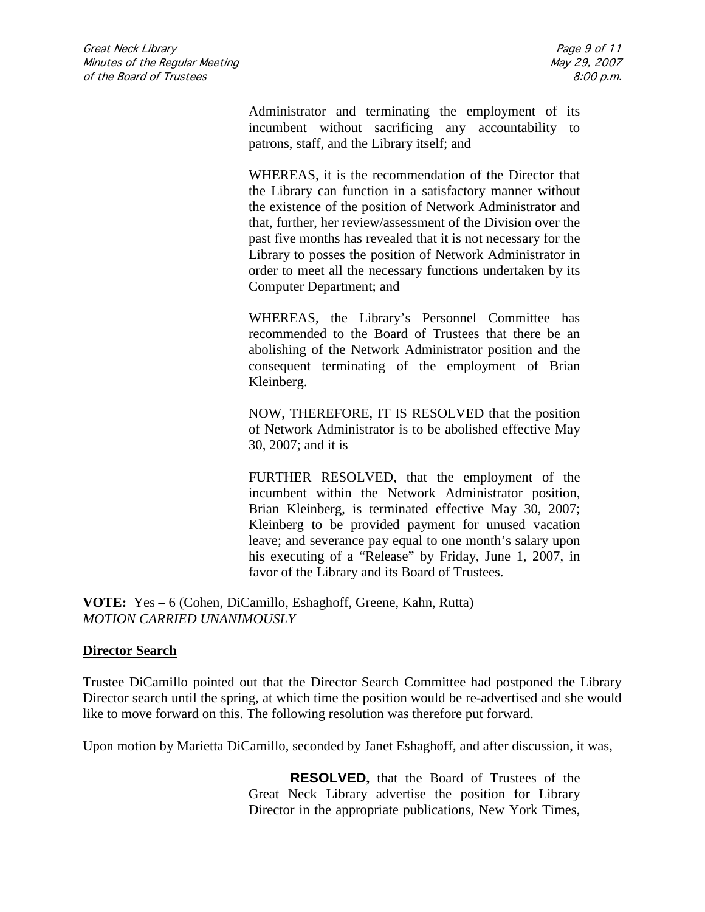Administrator and terminating the employment of its incumbent without sacrificing any accountability to patrons, staff, and the Library itself; and

WHEREAS, it is the recommendation of the Director that the Library can function in a satisfactory manner without the existence of the position of Network Administrator and that, further, her review/assessment of the Division over the past five months has revealed that it is not necessary for the Library to posses the position of Network Administrator in order to meet all the necessary functions undertaken by its Computer Department; and

WHEREAS, the Library's Personnel Committee has recommended to the Board of Trustees that there be an abolishing of the Network Administrator position and the consequent terminating of the employment of Brian Kleinberg.

NOW, THEREFORE, IT IS RESOLVED that the position of Network Administrator is to be abolished effective May 30, 2007; and it is

FURTHER RESOLVED, that the employment of the incumbent within the Network Administrator position, Brian Kleinberg, is terminated effective May 30, 2007; Kleinberg to be provided payment for unused vacation leave; and severance pay equal to one month's salary upon his executing of a "Release" by Friday, June 1, 2007, in favor of the Library and its Board of Trustees.

**VOTE:** Yes – 6 (Cohen, DiCamillo, Eshaghoff, Greene, Kahn, Rutta)
*MOTION CARRIED UNANIMOUSLY*

**Director Search**

Trustee DiCamillo pointed out that the Director Search Committee had postponed the Library Director search until the spring, at which time the position would be re-advertised and she would like to move forward on this. The following resolution was therefore put forward.

Upon motion by Marietta DiCamillo, seconded by Janet Eshaghoff, and after discussion, it was,

**RESOLVED,** that the Board of Trustees of the Great Neck Library advertise the position for Library Director in the appropriate publications, New York Times,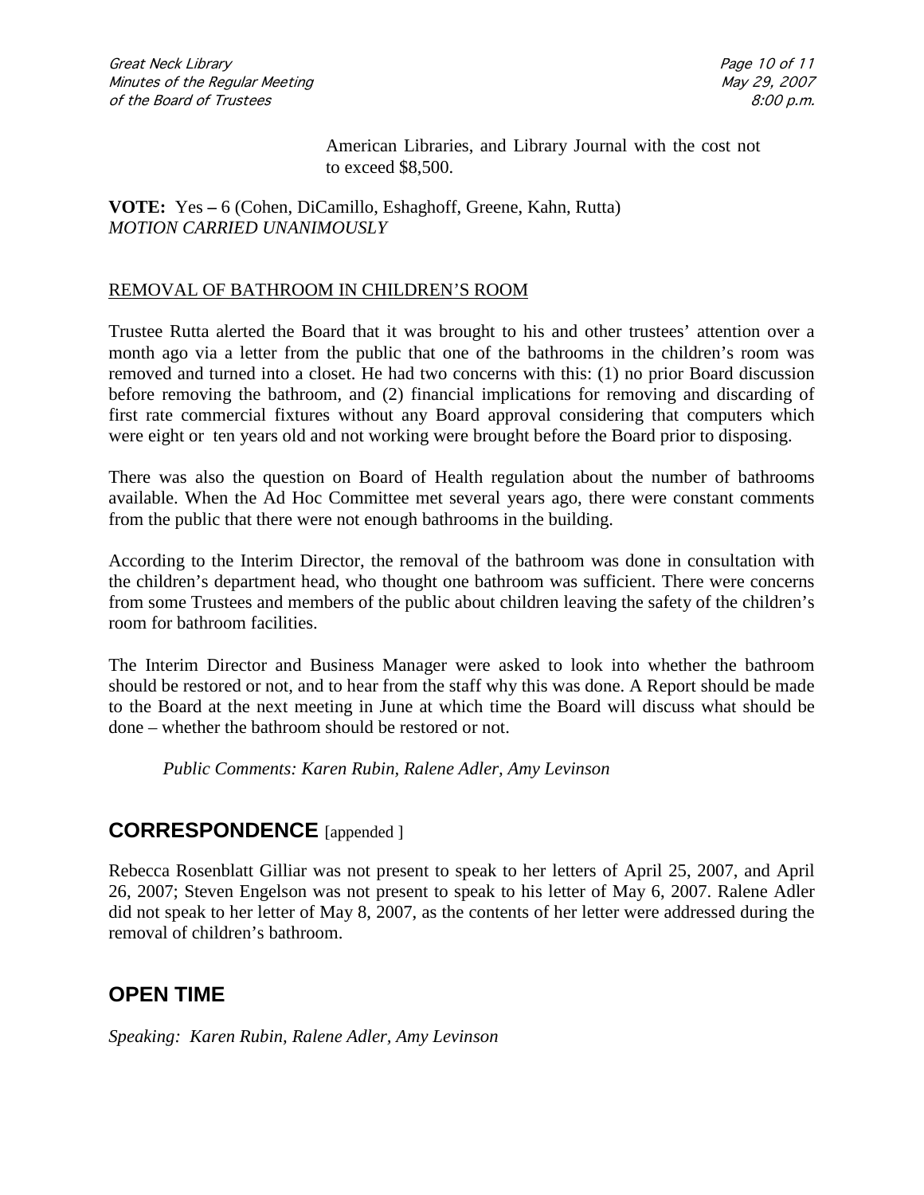American Libraries, and Library Journal with the cost not to exceed $8,500.

**VOTE:** Yes – 6 (Cohen, DiCamillo, Eshaghoff, Greene, Kahn, Rutta)
*MOTION CARRIED UNANIMOUSLY*

<u>REMOVAL OF BATHROOM IN CHILDREN'S ROOM</u>

Trustee Rutta alerted the Board that it was brought to his and other trustees' attention over a month ago via a letter from the public that one of the bathrooms in the children's room was removed and turned into a closet. He had two concerns with this: (1) no prior Board discussion before removing the bathroom, and (2) financial implications for removing and discarding of first rate commercial fixtures without any Board approval considering that computers which were eight or ten years old and not working were brought before the Board prior to disposing.

There was also the question on Board of Health regulation about the number of bathrooms available. When the Ad Hoc Committee met several years ago, there were constant comments from the public that there were not enough bathrooms in the building.

According to the Interim Director, the removal of the bathroom was done in consultation with the children's department head, who thought one bathroom was sufficient. There were concerns from some Trustees and members of the public about children leaving the safety of the children's room for bathroom facilities.

The Interim Director and Business Manager were asked to look into whether the bathroom should be restored or not, and to hear from the staff why this was done. A Report should be made to the Board at the next meeting in June at which time the Board will discuss what should be done – whether the bathroom should be restored or not.

*Public Comments: Karen Rubin, Ralene Adler, Amy Levinson*

## CORRESPONDENCE [appended ]

Rebecca Rosenblatt Gilliar was not present to speak to her letters of April 25, 2007, and April 26, 2007; Steven Engelson was not present to speak to his letter of May 6, 2007. Ralene Adler did not speak to her letter of May 8, 2007, as the contents of her letter were addressed during the removal of children's bathroom.

## OPEN TIME

*Speaking: Karen Rubin, Ralene Adler, Amy Levinson*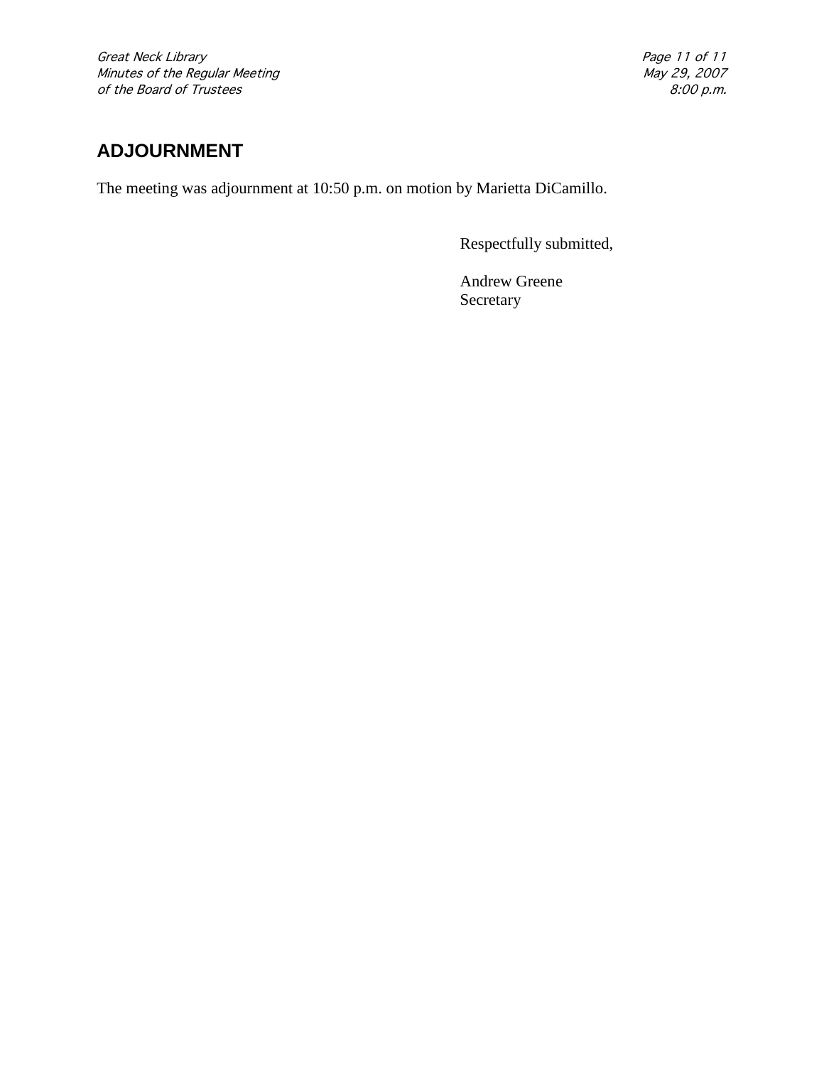## ADJOURNMENT

The meeting was adjournment at 10:50 p.m. on motion by Marietta DiCamillo.

Respectfully submitted,

Andrew Greene
Secretary